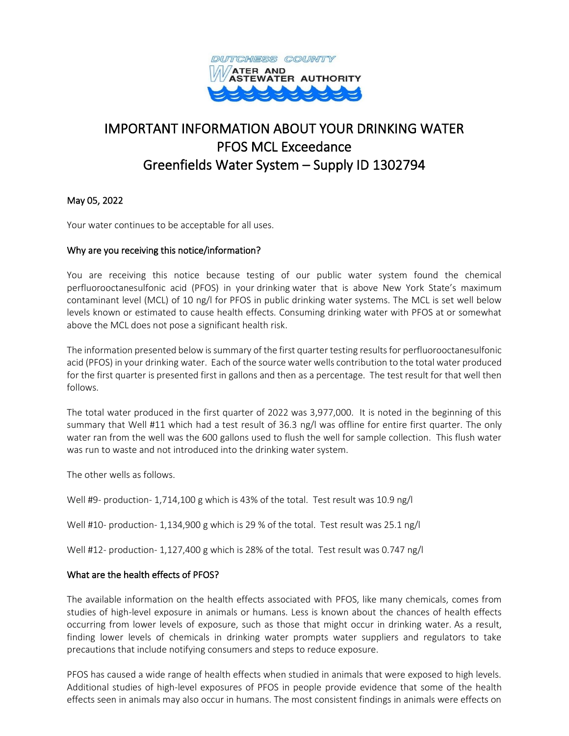DUTCHESS COUNTY WATER AND WASTEWATER AUTHORITY

# IMPORTANT INFORMATION ABOUT YOUR DRINKING WATER
# PFOS MCL Exceedance
# Greenfields Water System – Supply ID 1302794

May 05, 2022

Your water continues to be acceptable for all uses.

## Why are you receiving this notice/information?

You are receiving this notice because testing of our public water system found the chemical perfluorooctanesulfonic acid (PFOS) in your drinking water that is above New York State's maximum contaminant level (MCL) of 10 ng/l for PFOS in public drinking water systems. The MCL is set well below levels known or estimated to cause health effects. Consuming drinking water with PFOS at or somewhat above the MCL does not pose a significant health risk.

The information presented below is summary of the first quarter testing results for perfluorooctanesulfonic acid (PFOS) in your drinking water. Each of the source water wells contribution to the total water produced for the first quarter is presented first in gallons and then as a percentage. The test result for that well then follows.

The total water produced in the first quarter of 2022 was 3,977,000. It is noted in the beginning of this summary that Well #11 which had a test result of 36.3 ng/l was offline for entire first quarter. The only water ran from the well was the 600 gallons used to flush the well for sample collection. This flush water was run to waste and not introduced into the drinking water system.

The other wells as follows.

Well #9- production- 1,714,100 g which is 43% of the total. Test result was 10.9 ng/l

Well #10- production- 1,134,900 g which is 29 % of the total. Test result was 25.1 ng/l

Well #12- production- 1,127,400 g which is 28% of the total. Test result was 0.747 ng/l

## What are the health effects of PFOS?

The available information on the health effects associated with PFOS, like many chemicals, comes from studies of high-level exposure in animals or humans. Less is known about the chances of health effects occurring from lower levels of exposure, such as those that might occur in drinking water. As a result, finding lower levels of chemicals in drinking water prompts water suppliers and regulators to take precautions that include notifying consumers and steps to reduce exposure.

PFOS has caused a wide range of health effects when studied in animals that were exposed to high levels. Additional studies of high-level exposures of PFOS in people provide evidence that some of the health effects seen in animals may also occur in humans. The most consistent findings in animals were effects on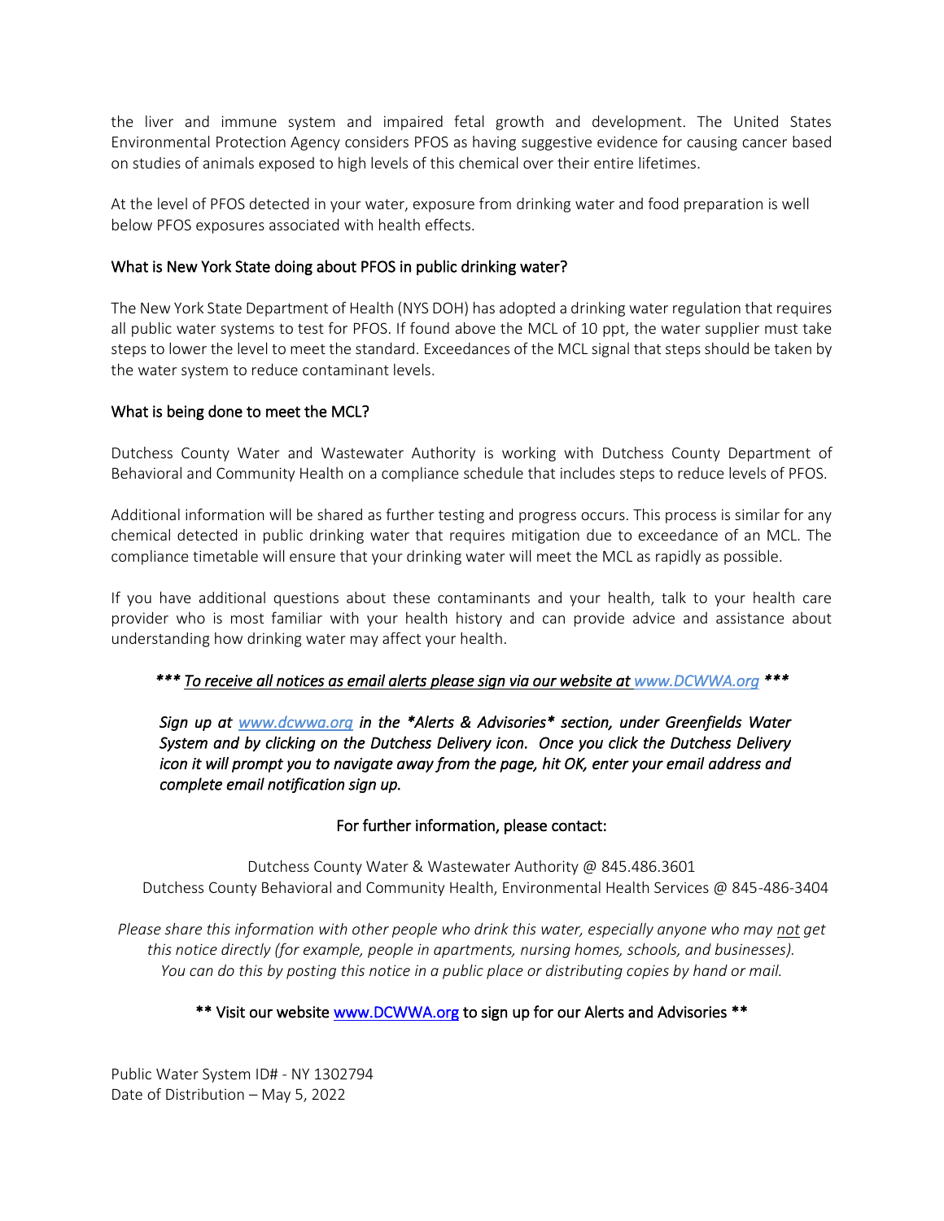the liver and immune system and impaired fetal growth and development. The United States Environmental Protection Agency considers PFOS as having suggestive evidence for causing cancer based on studies of animals exposed to high levels of this chemical over their entire lifetimes.

At the level of PFOS detected in your water, exposure from drinking water and food preparation is well below PFOS exposures associated with health effects.

### What is New York State doing about PFOS in public drinking water?

The New York State Department of Health (NYS DOH) has adopted a drinking water regulation that requires all public water systems to test for PFOS. If found above the MCL of 10 ppt, the water supplier must take steps to lower the level to meet the standard. Exceedances of the MCL signal that steps should be taken by the water system to reduce contaminant levels.

### What is being done to meet the MCL?

Dutchess County Water and Wastewater Authority is working with Dutchess County Department of Behavioral and Community Health on a compliance schedule that includes steps to reduce levels of PFOS.

Additional information will be shared as further testing and progress occurs. This process is similar for any chemical detected in public drinking water that requires mitigation due to exceedance of an MCL. The compliance timetable will ensure that your drinking water will meet the MCL as rapidly as possible.

If you have additional questions about these contaminants and your health, talk to your health care provider who is most familiar with your health history and can provide advice and assistance about understanding how drinking water may affect your health.

*\*\*\* To receive all notices as email alerts please sign via our website at www.DCWWA.org \*\*\**

***Sign up at www.dcwwa.org in the \*Alerts & Advisories\* section, under Greenfields Water System and by clicking on the Dutchess Delivery icon. Once you click the Dutchess Delivery icon it will prompt you to navigate away from the page, hit OK, enter your email address and complete email notification sign up.***

For further information, please contact:

Dutchess County Water & Wastewater Authority @ 845.486.3601
Dutchess County Behavioral and Community Health, Environmental Health Services @ 845-486-3404

*Please share this information with other people who drink this water, especially anyone who may not get this notice directly (for example, people in apartments, nursing homes, schools, and businesses). You can do this by posting this notice in a public place or distributing copies by hand or mail.*

\*\* Visit our website www.DCWWA.org to sign up for our Alerts and Advisories \*\*

Public Water System ID# - NY 1302794
Date of Distribution – May 5, 2022